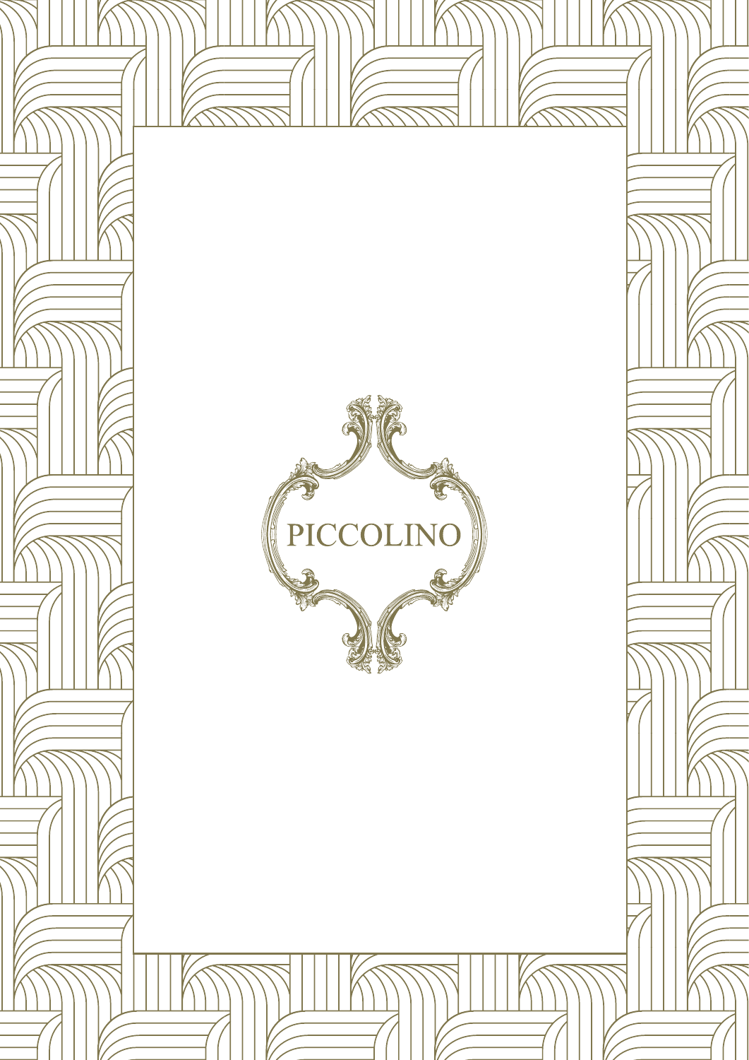# PICCOLINO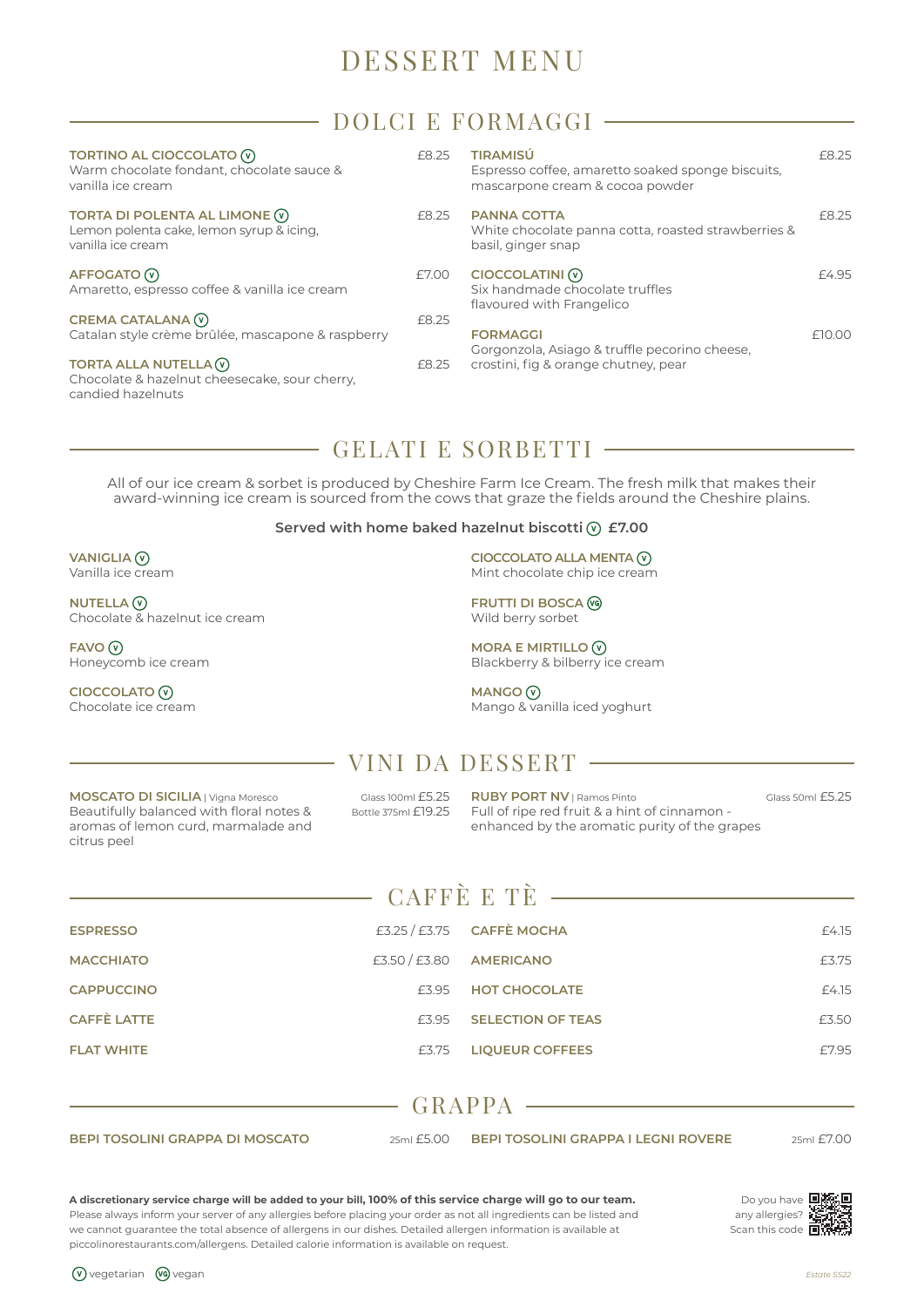# DESSERT MENU

## DOLCI E FORMAGGI

**TORTINO AL CIOCCOLATO** (V) — £8.25
Warm chocolate fondant, chocolate sauce & vanilla ice cream

**TORTA DI POLENTA AL LIMONE** (V) — £8.25
Lemon polenta cake, lemon syrup & icing, vanilla ice cream

**AFFOGATO** (V) — £7.00
Amaretto, espresso coffee & vanilla ice cream

**CREMA CATALANA** (V) — £8.25
Catalan style crème brûlée, mascapone & raspberry

**TORTA ALLA NUTELLA** (V) — £8.25
Chocolate & hazelnut cheesecake, sour cherry, candied hazelnuts

**TIRAMISÚ** — £8.25
Espresso coffee, amaretto soaked sponge biscuits, mascarpone cream & cocoa powder

**PANNA COTTA** — £8.25
White chocolate panna cotta, roasted strawberries & basil, ginger snap

**CIOCCOLATINI** (V) — £4.95
Six handmade chocolate truffles flavoured with Frangelico

**FORMAGGI** — £10.00
Gorgonzola, Asiago & truffle pecorino cheese, crostini, fig & orange chutney, pear

## GELATI E SORBETTI

All of our ice cream & sorbet is produced by Cheshire Farm Ice Cream. The fresh milk that makes their award-winning ice cream is sourced from the cows that graze the fields around the Cheshire plains.

**Served with home baked hazelnut biscotti (V) £7.00**

**VANIGLIA** (V)
Vanilla ice cream

**NUTELLA** (V)
Chocolate & hazelnut ice cream

**FAVO** (V)
Honeycomb ice cream

**CIOCCOLATO** (V)
Chocolate ice cream

**CIOCCOLATO ALLA MENTA** (V)
Mint chocolate chip ice cream

**FRUTTI DI BOSCA** (VG)
Wild berry sorbet

**MORA E MIRTILLO** (V)
Blackberry & bilberry ice cream

**MANGO** (V)
Mango & vanilla iced yoghurt

## VINI DA DESSERT

**MOSCATO DI SICILIA** | Vigna Moresco — Glass 100ml £5.25 / Bottle 375ml £19.25
Beautifully balanced with floral notes & aromas of lemon curd, marmalade and citrus peel

**RUBY PORT NV** | Ramos Pinto — Glass 50ml £5.25
Full of ripe red fruit & a hint of cinnamon - enhanced by the aromatic purity of the grapes

## CAFFÈ E TÈ

| | |
|---|---|
| **ESPRESSO** | £3.25 / £3.75 |
| **MACCHIATO** | £3.50 / £3.80 |
| **CAPPUCCINO** | £3.95 |
| **CAFFÈ LATTE** | £3.95 |
| **FLAT WHITE** | £3.75 |
| **CAFFÈ MOCHA** | £4.15 |
| **AMERICANO** | £3.75 |
| **HOT CHOCOLATE** | £4.15 |
| **SELECTION OF TEAS** | £3.50 |
| **LIQUEUR COFFEES** | £7.95 |

## GRAPPA

**BEPI TOSOLINI GRAPPA DI MOSCATO** — 25ml £5.00

**BEPI TOSOLINI GRAPPA I LEGNI ROVERE** — 25ml £7.00

**A discretionary service charge will be added to your bill, 100% of this service charge will go to our team.**
Please always inform your server of any allergies before placing your order as not all ingredients can be listed and we cannot guarantee the total absence of allergens in our dishes. Detailed allergen information is available at piccolinorestaurants.com/allergens. Detailed calorie information is available on request.

Do you have any allergies? Scan this code

(V) vegetarian (VG) vegan

*Estate SS22*